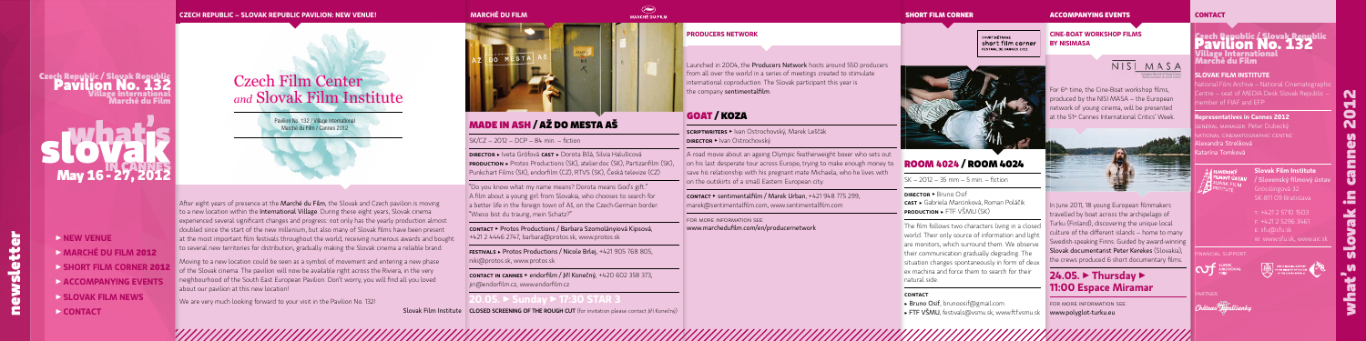# Czech Republic / Slovak Republic Pavilion No. 132

Village International
Marché du Film

**what's slovak in cannes**
**May 16 - 27, 2012**

**newsletter**

- ▶ NEW VENUE
- ▶ MARCHÉ DU FILM 2012
- ▶ SHORT FILM CORNER 2012
- ▶ ACCOMPANYING EVENTS
- ▶ SLOVAK FILM NEWS
- ▶ CONTACT

## CZECH REPUBLIC – SLOVAK REPUBLIC PAVILION: NEW VENUE!

# Czech Film Center *and* Slovak Film Institute

Pavilion No. 132 / Village International
Marché du Film / Cannes 2012

After eight years of presence at the **Marché du Film**, the Slovak and Czech pavilion is moving to a new location within the **International Village**. During these eight years, Slovak cinema experienced several significant changes and progress: not only has the yearly production almost doubled since the start of the new millennium, but also many of Slovak films have been present at the most important film festivals throughout the world, receiving numerous awards and bought to several new territories for distribution, gradually making the Slovak cinema a reliable brand.

Moving to a new location could be seen as a symbol of movement and entering a new phase of the Slovak cinema. The pavilion will now be available right across the Riviera, in the very neighbourhood of the South East European Pavilion. Don't worry, you will find all you loved about our pavilion at this new location!

We are very much looking forward to your visit in the Pavilion No. 132!

Slovak Film Institute

## MARCHÉ DU FILM

## MADE IN ASH / AŽ DO MESTA AŠ

SK/CZ – 2012 – DCP – 84 min. – fiction

**DIRECTOR** ▸ Iveta Grófová **CAST** ▸ Dorota Bilá, Silvia Halušicová
**PRODUCTION** ▸ Protos Productions (SK), atelier.doc (SK), Partizanfilm (SK), Punkchart Films (SK), endorfilm (CZ), RTVS (SK), Česká televize (CZ)

"Do you know what my name means? Dorota means God's gift." A film about a young girl from Slovakia, who chooses to search for a better life in the foreign town of Aš, on the Czech-German border. "Wiese bist du traurig, mein Schatz?"

**CONTACT** ▸ Protos Productions / Barbara Szomolányiová Kipsová, +421 2 4446 2747, barbara@protos.sk, www.protos.sk

**FESTIVALS** ▸ Protos Productions / Nicole Brlej, +421 905 768 805, niki@protos.sk, www.protos.sk

**CONTACT IN CANNES** ▸ endorfilm / Jiří Konečný, +420 602 358 373, jiri@endorfilm.cz, www.endorfilm.cz

**20.05. ▸ Sunday ▸ 17:30 STAR 3**
**CLOSED SCREENING OF THE ROUGH CUT** (for invitation please contact Jiří Konečný)

## PRODUCERS NETWORK

Launched in 2004, the **Producers Network** hosts around 550 producers from all over the world in a series of meetings created to stimulate international coproduction. The Slovak participant this year is the company **sentimentalfilm**.

## GOAT / KOZA

**SCRIPTWRITERS** ▸ Ivan Ostrochovský, Marek Leščák
**DIRECTOR** ▸ Ivan Ostrochovský

A road movie about an ageing Olympic featherweight boxer who sets out on his last desperate tour across Europe, trying to make enough money to save his relationship with his pregnant mate Michaela, who he lives with on the outskirts of a small Eastern European city.

**CONTACT** ▸ sentimentalfilm / Marek Urban, +421 948 775 299, marek@sentimentalfilm.com, www.sentimentalfilm.com

FOR MORE INFORMATION SEE:
www.marchedufilm.com/en/producernetwork

## SHORT FILM CORNER

## ROOM 4024 / ROOM 4024

SK – 2012 – 35 mm – 5 min. – fiction

**DIRECTOR** ▸ Bruno Osif
**CAST** ▸ Gabriela Marcinková, Roman Poláčik
**PRODUCTION** ▸ FTF VŠMU (SK)

The film follows two characters living in a closed world. Their only source of information and light are monitors, which surround them. We observe their communication gradually degrading. The situation changes spontaneously in form of deux ex machina and force them to search for their natural side.

**CONTACT**
- ▸ Bruno Osif, bruno.osif@gmail.com
- ▸ FTF VŠMU, festivals@vsmu.sk, www.ftf.vsmu.sk

## ACCOMPANYING EVENTS

### CINE-BOAT WORKSHOP FILMS BY NISIMASA

For 6th time, the Cine-Boat workshop films, produced by the NISI MASA – the European network of young cinema, will be presented at the 51st Cannes International Critics' Week.

In June 2011, 18 young European filmmakers travelled by boat across the archipelago of Turku (Finland), discovering the unique local culture of the different islands – home to many Swedish-speaking Finns. Guided by award-winning **Slovak documentarist Peter Kerekes** (Slovakia), the crews produced 6 short documentary films.

**24.05. ▸ Thursday ▸ 11:00 Espace Miramar**

FOR MORE INFORMATION SEE:
www.polyglot-turku.eu

## CONTACT

### Czech Republic / Slovak Republic Pavilion No. 132
Village International
Marché du Film

### SLOVAK FILM INSTITUTE

National Film Archive – National Cinematographic Centre – seat of MEDIA Desk Slovak Republic – member of FIAF and EFP

**Representatives in Cannes 2012**
GENERAL MANAGER: Peter Dubecký
NATIONAL CINEMATOGRAPHIC CENTRE:
Alexandra Strelková
Katarína Tomková

**Slovak Film Institute / Slovenský filmový ústav**
Grösslingová 32
SK 811 09 Bratislava

t: +421 2 5710 1503
f: +421 2 5296 3461
e: sfu@sfu.sk
w: www.sfu.sk, www.aic.sk

FINANCIAL SUPPORT:

PARTNER: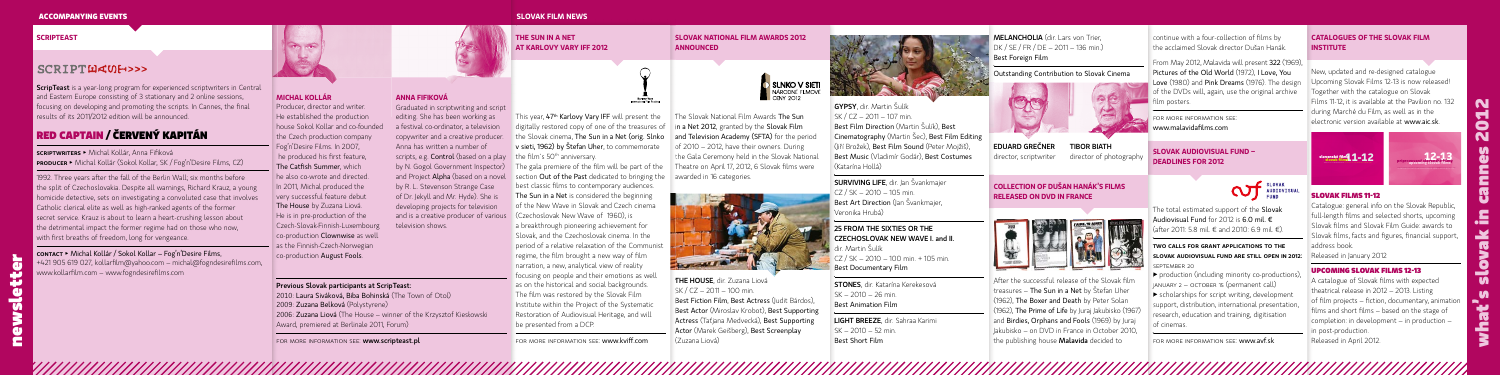## ACCOMPANYING EVENTS

### SCRIPTEAST

**ScripTeast** is a year-long program for experienced scriptwriters in Central and Eastern Europe consisting of 3 stationary and 2 online sessions, focusing on developing and promoting the scripts. In Cannes, the final results of its 2011/2012 edition will be announced.

## RED CAPTAIN / ČERVENÝ KAPITÁN

**SCRIPTWRITERS** ▶ Michal Kollár, Anna Fifíková
**PRODUCER** ▶ Michal Kollár (Sokol Kollar, SK / Fog'n'Desire Films, CZ)

1992. Three years after the fall of the Berlin Wall; six months before the split of Czechoslovakia. Despite all warnings, Richard Krauz, a young homicide detective, sets on investigating a convoluted case that involves Catholic clerical elite as well as high-ranked agents of the former secret service. Krauz is about to learn a heart-crushing lesson about the detrimental impact the former regime had on those who rose, with first breaths of freedom, long for vengeance.

**CONTACT** ▶ Michal Kollár / Sokol Kollar – Fog'n'Desire Films, +421 905 619 027, kollarfilm@yahoo.com – michal@fogndesirefilms.com, www.kollarfilm.com – www.fogndesirefilms.com

#### MICHAL KOLLÁR

Producer, director and writer. He established the production house Sokol Kollar and co-founded the Czech production company Fog'n'Desire Films. In 2007, he produced his first feature, **The Catfish Summer**, which he also co-wrote and directed. In 2011, Michal produced the very successful feature debut **The House** by Zuzana Liová. He is in pre-production of the Czech-Slovak-Finnish-Luxembourg co-production **Clownwise** as well as the Finnish-Czech-Norwegian co-production **August Fools**.

#### ANNA FIFÍKOVÁ

Graduated in scriptwriting and script editing. She has been working as a festival co-ordinator, a television copywriter and a creative producer. Anna has written a number of scripts, e.g. **Control** (based on a play by N. Gogol Government Inspector) and Project **Alpha** (based on a novel by R. L. Stevenson Strange Case of Dr. Jekyll and Mr. Hyde). She is developing projects for television and is a creative producer of various television shows.

**Previous Slovak participants at ScripTeast:**
2010: **Laura Sváková, Biba Bohinská** (The Town of Otol)
2009: **Zuzana Belková** (Polystyrene)
2006: **Zuzana Liová** (The House – winner of the Krzysztof Kieslowski Award, premiered at Berlinale 2011, Forum)

FOR MORE INFORMATION SEE: **www.scripteast.pl**

## SLOVAK FILM NEWS

### THE SUN IN A NET AT KARLOVY VARY IFF 2012

This year, **47th Karlovy Vary IFF** will present the digitally restored copy of one of the treasures of the Slovak cinema, **The Sun in a Net** (orig. **Slnko v sieti, 1962**) by **Štefan Uher**, to commemorate the film's 50th anniversary.
The gala premiere of the film will be part of the section **Out of the Past** dedicated to bringing the best classic films to contemporary audiences. **The Sun in a Net** is considered the beginning of the New Wave in Slovak and Czech cinema (Czechoslovak New Wave of 1960), is a breakthrough pioneering achievement for Slovak, and the Czechoslovak cinema. In the period of a relative relaxation of the Communist regime, the film brought a new way of film narration, a new, analytical view of reality focusing on people and their emotions as well as on the historical and social backgrounds. The film was restored by the Slovak Film Institute within the Project of the Systematic Restoration of Audiovisual Heritage, and will be presented from a DCP.

FOR MORE INFORMATION SEE: **www.kviff.com**

### SLOVAK NATIONAL FILM AWARDS 2012 ANNOUNCED

The Slovak National Film Awards **The Sun in a Net 2012**, granted by the **Slovak Film and Television Academy (SFTA)** for the period of 2010 – 2012, have their owners. During the Gala Ceremony held in the Slovak National Theatre on April 17, 2012, 6 Slovak films were awarded in 16 categories.

**THE HOUSE**, dir. Zuzana Liová
SK / CZ – 2011 – 100 min.
**Best Fiction Film, Best Actress** (Judit Bárdos), **Best Actor** (Miroslav Krobot), **Best Supporting Actress** (Taťjana Medvecká), **Best Supporting Actor** (Marek Geišberg), **Best Screenplay** (Zuzana Liová)

**GYPSY**, dir. Martin Šulík
SK / CZ – 2011 – 107 min.
**Best Film Direction** (Martin Šulík), **Best Cinematography** (Martin Štrba), **Best Film Editing** (Jiří Brožek), **Best Film Sound** (Peter Mojžiš), **Best Music** (Vladimír Godár), **Best Costumes** (Katarína Hollá)

**SURVIVING LIFE**, dir. Jan Švankmajer
CZ / SK – 2010 – 105 min.
**Best Art Direction** (Jan Švankmajer, Veronika Hrubá)

**25 FROM THE SIXTIES OR THE CZECHOSLOVAK NEW WAVE I. and II.**
dir. Martin Šulík
CZ / SK – 2010 – 100 min. + 105 min.
**Best Documentary Film**

**STONES**, dir. Katarína Kerekesová
SK – 2010 – 26 min.
**Best Animation Film**

**LIGHT BREEZE**, dir. Sahraa Karimi
SK – 2010 – 52 min.
**Best Short Film**

**MELANCHOLIA** (dir. Lars von Trier, DK / SE / FR / DE – 2011 – 136 min.)
**Best Foreign Film**

Outstanding Contribution to Slovak Cinema

**EDUARD GREČNER**
director, scriptwriter

**TIBOR BIATH**
director of photography

### COLLECTION OF DUŠAN HANÁK'S FILMS RELEASED ON DVD IN FRANCE

After the successful release of the Slovak film treasures – **The Sun in a Net** by Štefan Uher (1962), **The Boxer and Death** by Peter Solan (1962), **The Prime of Life** by Juraj Jakubisko (1967) and **Birdies, Orphans and Fools** (1969) by Juraj Jakubisko – on DVD in France in October 2010, the publishing house **Malavida** decided to continue with a four-collection of films by the acclaimed Slovak director Dušan Hanák.

From May 2012, Malavida will present **322** (1969), **Pictures of the Old World** (1972), **I Love, You Love** (1980) and **Pink Dreams** (1976). The design of the DVDs will, again, use the original archive film posters.

FOR MORE INFORMATION SEE: **www.malavidafilms.com**

### SLOVAK AUDIOVISUAL FUND – DEADLINES FOR 2012

The total estimated support of the **Slovak Audiovisual Fund** for 2012 is **6.0 mil. €** (after 2011: 5.8 mil. € and 2010: 6.9 mil. €).

**TWO CALLS FOR GRANT APPLICATIONS TO THE SLOVAK AUDIOVISUAL FUND ARE STILL OPEN IN 2012:**
SEPTEMBER 20
▶ production (including minority co-productions), JANUARY 2 – OCTOBER 15 (permanent call)
▶ scholarships for script writing, development support, distribution, international presentation, research, education and training, digitisation of cinemas.

FOR MORE INFORMATION SEE: **www.avf.sk**

### CATALOGUES OF THE SLOVAK FILM INSTITUTE

New, updated and re-designed catalogue Upcoming Slovak Films 12-13 is now released! Together with the catalogue on Slovak Films 11-12, it is available at the Pavilion no. 132 during Marché du Film, as well as in the electronic version available at **www.aic.sk**.

#### SLOVAK FILMS 11-12

Catalogue: general info on the Slovak Republic, full-length films and selected shorts, upcoming Slovak films and Slovak Film Guide: awards to Slovak films, facts and figures, financial support, address book.
Released in January 2012

#### UPCOMING SLOVAK FILMS 12-13

A catalogue of Slovak films with expected theatrical release in 2012 – 2013. Listing of film projects – fiction, documentary, animation films and short films – based on the stage of completion: in development – in production – in post-production.
Released in April 2012

newsletter

what's slovak in cannes 2012